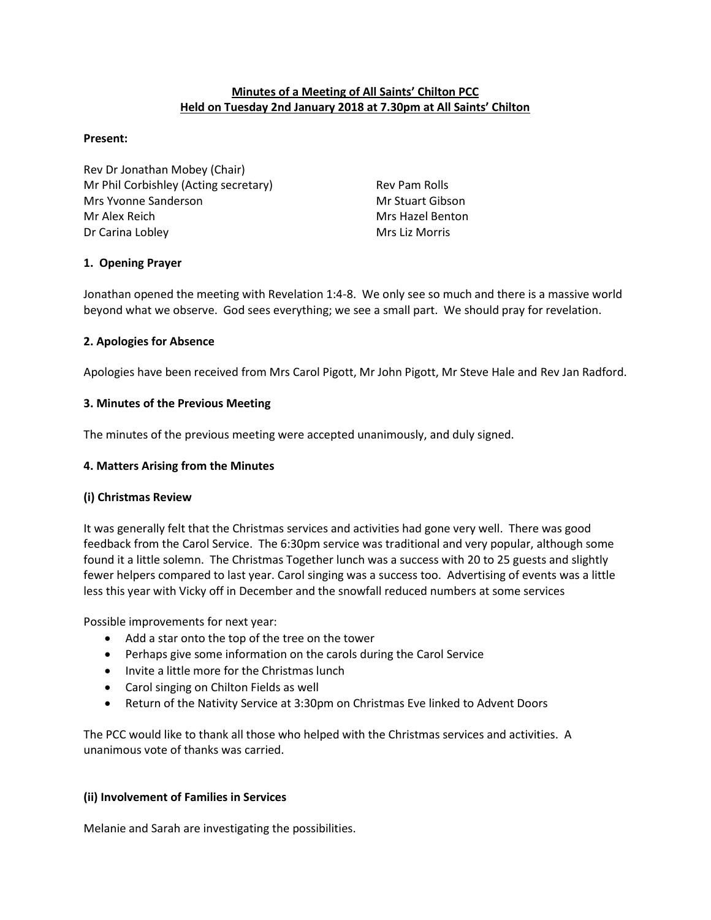# Minutes of a Meeting of All Saints' Chilton PCC
## Held on Tuesday 2nd January 2018 at 7.30pm at All Saints' Chilton

**Present:**

Rev Dr Jonathan Mobey (Chair)
Mr Phil Corbishley (Acting secretary)
Mrs Yvonne Sanderson
Mr Alex Reich
Dr Carina Lobley
Rev Pam Rolls
Mr Stuart Gibson
Mrs Hazel Benton
Mrs Liz Morris

### 1. Opening Prayer

Jonathan opened the meeting with Revelation 1:4-8. We only see so much and there is a massive world beyond what we observe. God sees everything; we see a small part. We should pray for revelation.

### 2. Apologies for Absence

Apologies have been received from Mrs Carol Pigott, Mr John Pigott, Mr Steve Hale and Rev Jan Radford.

### 3. Minutes of the Previous Meeting

The minutes of the previous meeting were accepted unanimously, and duly signed.

### 4. Matters Arising from the Minutes

#### (i) Christmas Review

It was generally felt that the Christmas services and activities had gone very well. There was good feedback from the Carol Service. The 6:30pm service was traditional and very popular, although some found it a little solemn. The Christmas Together lunch was a success with 20 to 25 guests and slightly fewer helpers compared to last year. Carol singing was a success too. Advertising of events was a little less this year with Vicky off in December and the snowfall reduced numbers at some services

Possible improvements for next year:

- Add a star onto the top of the tree on the tower
- Perhaps give some information on the carols during the Carol Service
- Invite a little more for the Christmas lunch
- Carol singing on Chilton Fields as well
- Return of the Nativity Service at 3:30pm on Christmas Eve linked to Advent Doors

The PCC would like to thank all those who helped with the Christmas services and activities. A unanimous vote of thanks was carried.

#### (ii) Involvement of Families in Services

Melanie and Sarah are investigating the possibilities.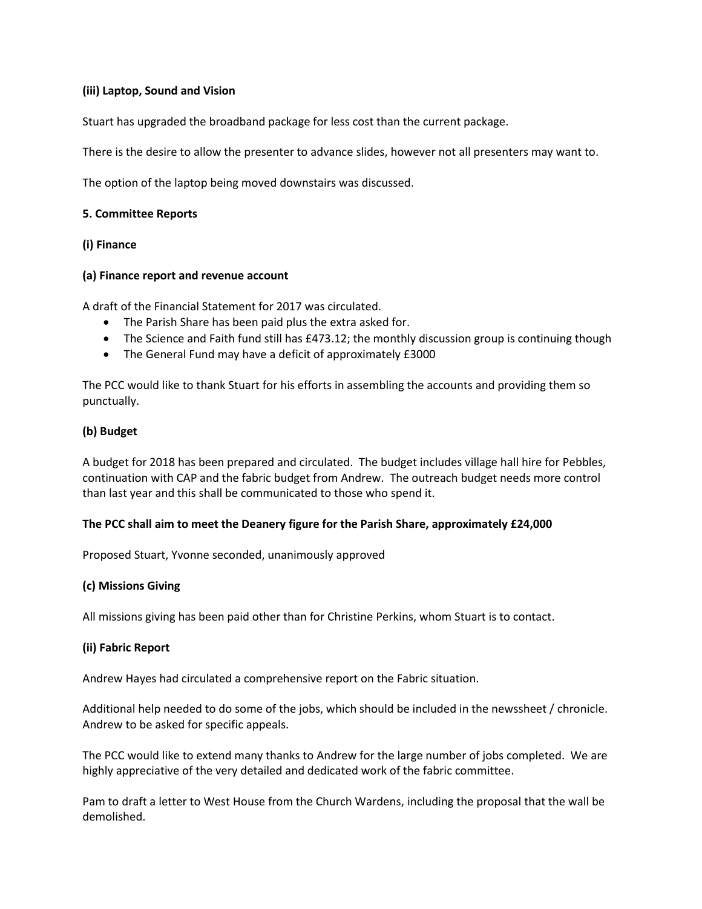**(iii) Laptop, Sound and Vision**

Stuart has upgraded the broadband package for less cost than the current package.

There is the desire to allow the presenter to advance slides, however not all presenters may want to.

The option of the laptop being moved downstairs was discussed.

**5. Committee Reports**

**(i) Finance**

**(a) Finance report and revenue account**

A draft of the Financial Statement for 2017 was circulated.

- The Parish Share has been paid plus the extra asked for.
- The Science and Faith fund still has £473.12; the monthly discussion group is continuing though
- The General Fund may have a deficit of approximately £3000

The PCC would like to thank Stuart for his efforts in assembling the accounts and providing them so punctually.

**(b) Budget**

A budget for 2018 has been prepared and circulated. The budget includes village hall hire for Pebbles, continuation with CAP and the fabric budget from Andrew. The outreach budget needs more control than last year and this shall be communicated to those who spend it.

**The PCC shall aim to meet the Deanery figure for the Parish Share, approximately £24,000**

Proposed Stuart, Yvonne seconded, unanimously approved

**(c) Missions Giving**

All missions giving has been paid other than for Christine Perkins, whom Stuart is to contact.

**(ii) Fabric Report**

Andrew Hayes had circulated a comprehensive report on the Fabric situation.

Additional help needed to do some of the jobs, which should be included in the newssheet / chronicle. Andrew to be asked for specific appeals.

The PCC would like to extend many thanks to Andrew for the large number of jobs completed. We are highly appreciative of the very detailed and dedicated work of the fabric committee.

Pam to draft a letter to West House from the Church Wardens, including the proposal that the wall be demolished.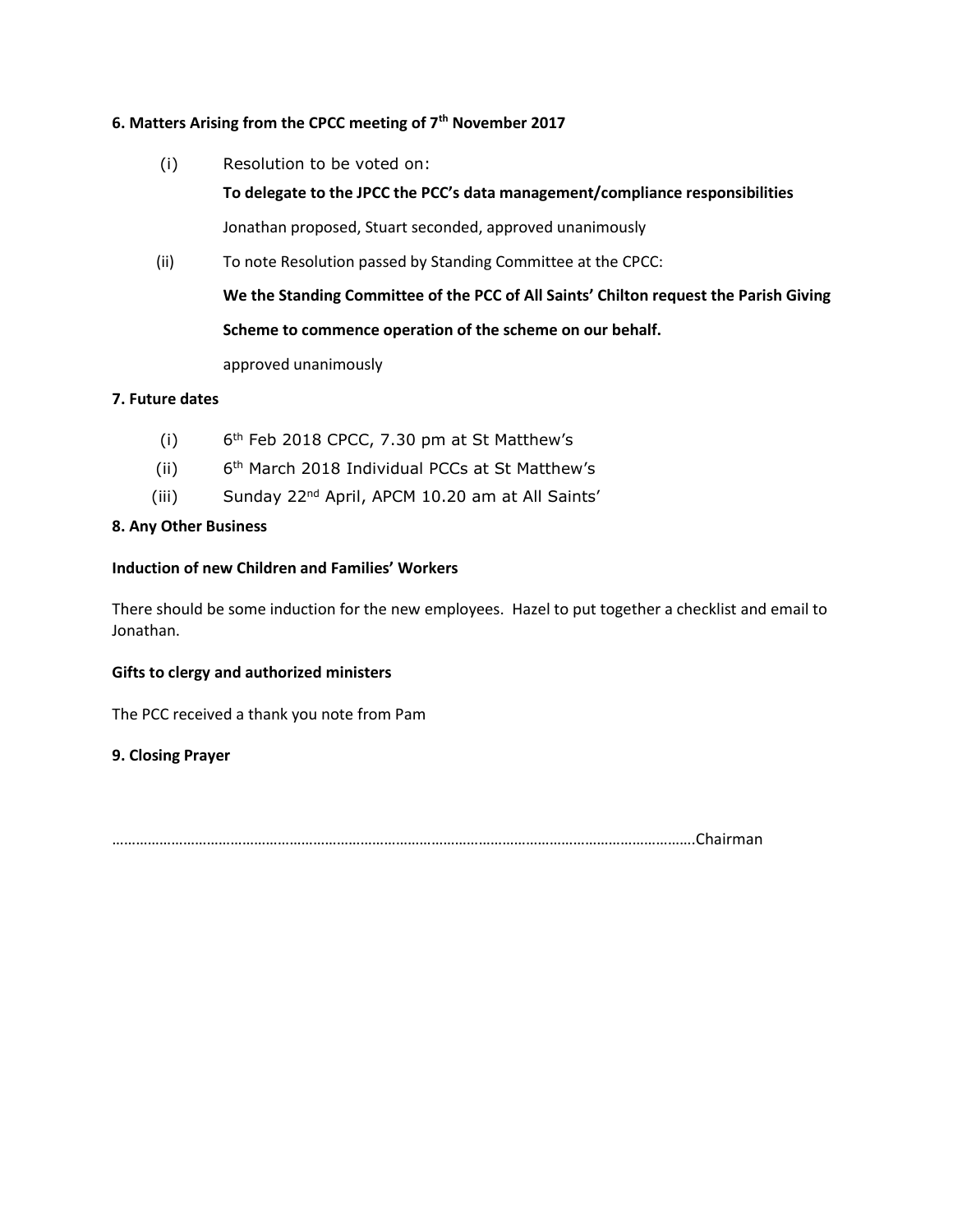**6. Matters Arising from the CPCC meeting of 7th November 2017**

(i) Resolution to be voted on:

**To delegate to the JPCC the PCC's data management/compliance responsibilities**

Jonathan proposed, Stuart seconded, approved unanimously

(ii) To note Resolution passed by Standing Committee at the CPCC:

**We the Standing Committee of the PCC of All Saints' Chilton request the Parish Giving Scheme to commence operation of the scheme on our behalf.**

approved unanimously

**7. Future dates**

(i) 6th Feb 2018 CPCC, 7.30 pm at St Matthew's

(ii) 6th March 2018 Individual PCCs at St Matthew's

(iii) Sunday 22nd April, APCM 10.20 am at All Saints'

**8. Any Other Business**

**Induction of new Children and Families' Workers**

There should be some induction for the new employees. Hazel to put together a checklist and email to Jonathan.

**Gifts to clergy and authorized ministers**

The PCC received a thank you note from Pam

**9. Closing Prayer**

………………………………………………………………………………………………………………………………….Chairman